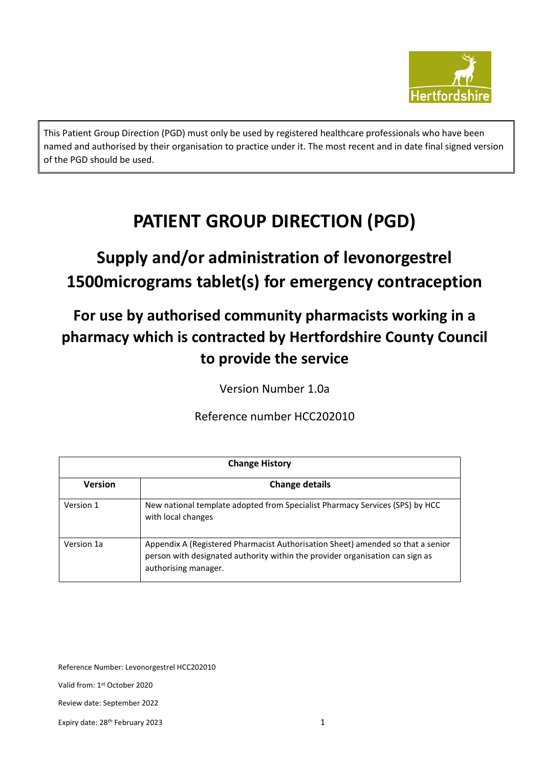This Patient Group Direction (PGD) must only be used by registered healthcare professionals who have been named and authorised by their organisation to practice under it. The most recent and in date final signed version of the PGD should be used.

# PATIENT GROUP DIRECTION (PGD)

## Supply and/or administration of levonorgestrel 1500micrograms tablet(s) for emergency contraception

## For use by authorised community pharmacists working in a pharmacy which is contracted by Hertfordshire County Council to provide the service

Version Number 1.0a

Reference number HCC202010

| Change History | |
|---|---|
| **Version** | **Change details** |
| Version 1 | New national template adopted from Specialist Pharmacy Services (SPS) by HCC with local changes |
| Version 1a | Appendix A (Registered Pharmacist Authorisation Sheet) amended so that a senior person with designated authority within the provider organisation can sign as authorising manager. |

Reference Number: Levonorgestrel HCC202010

Valid from: 1st October 2020

Review date: September 2022

Expiry date: 28th February 2023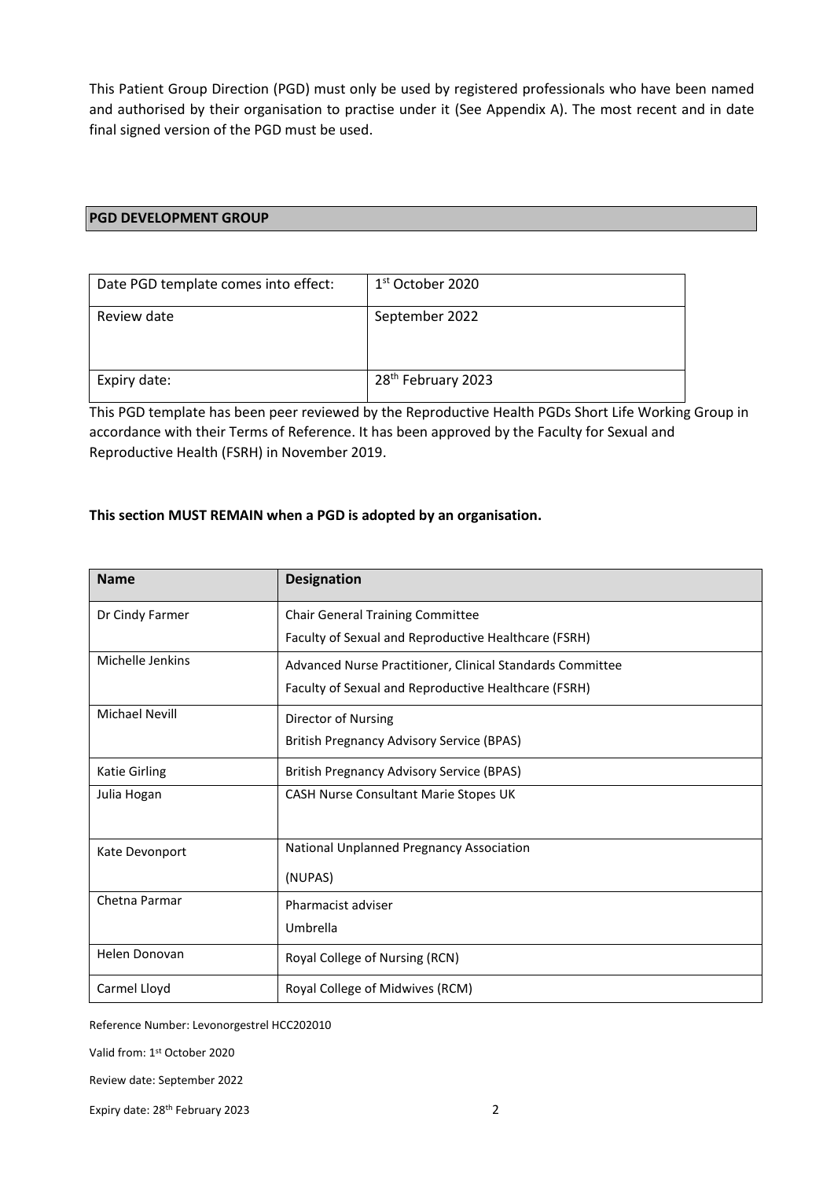This Patient Group Direction (PGD) must only be used by registered professionals who have been named and authorised by their organisation to practise under it (See Appendix A). The most recent and in date final signed version of the PGD must be used.

## PGD DEVELOPMENT GROUP

| Date PGD template comes into effect: | 1st October 2020 |
| --- | --- |
| Review date | September 2022 |
| Expiry date: | 28th February 2023 |

This PGD template has been peer reviewed by the Reproductive Health PGDs Short Life Working Group in accordance with their Terms of Reference. It has been approved by the Faculty for Sexual and Reproductive Health (FSRH) in November 2019.

**This section MUST REMAIN when a PGD is adopted by an organisation.**

| Name | Designation |
| --- | --- |
| Dr Cindy Farmer | Chair General Training Committee<br>Faculty of Sexual and Reproductive Healthcare (FSRH) |
| Michelle Jenkins | Advanced Nurse Practitioner, Clinical Standards Committee<br>Faculty of Sexual and Reproductive Healthcare (FSRH) |
| Michael Nevill | Director of Nursing<br>British Pregnancy Advisory Service (BPAS) |
| Katie Girling | British Pregnancy Advisory Service (BPAS) |
| Julia Hogan | CASH Nurse Consultant Marie Stopes UK |
| Kate Devonport | National Unplanned Pregnancy Association<br>(NUPAS) |
| Chetna Parmar | Pharmacist adviser<br>Umbrella |
| Helen Donovan | Royal College of Nursing (RCN) |
| Carmel Lloyd | Royal College of Midwives (RCM) |

Reference Number: Levonorgestrel HCC202010

Valid from: 1st October 2020

Review date: September 2022

Expiry date: 28th February 2023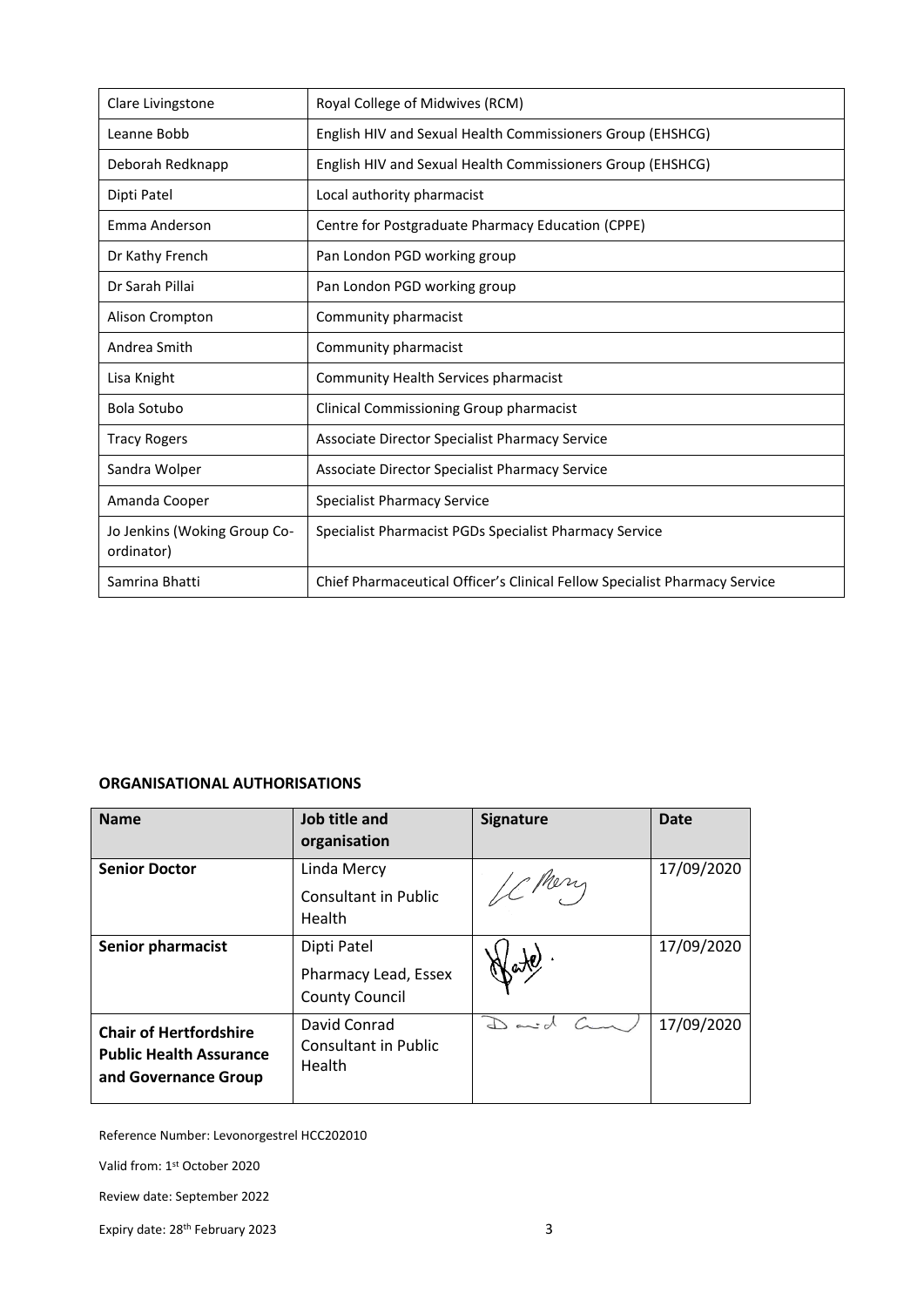| | |
|---|---|
| Clare Livingstone | Royal College of Midwives (RCM) |
| Leanne Bobb | English HIV and Sexual Health Commissioners Group (EHSHCG) |
| Deborah Redknapp | English HIV and Sexual Health Commissioners Group (EHSHCG) |
| Dipti Patel | Local authority pharmacist |
| Emma Anderson | Centre for Postgraduate Pharmacy Education (CPPE) |
| Dr Kathy French | Pan London PGD working group |
| Dr Sarah Pillai | Pan London PGD working group |
| Alison Crompton | Community pharmacist |
| Andrea Smith | Community pharmacist |
| Lisa Knight | Community Health Services pharmacist |
| Bola Sotubo | Clinical Commissioning Group pharmacist |
| Tracy Rogers | Associate Director Specialist Pharmacy Service |
| Sandra Wolper | Associate Director Specialist Pharmacy Service |
| Amanda Cooper | Specialist Pharmacy Service |
| Jo Jenkins (Woking Group Co-ordinator) | Specialist Pharmacist PGDs Specialist Pharmacy Service |
| Samrina Bhatti | Chief Pharmaceutical Officer's Clinical Fellow Specialist Pharmacy Service |

**ORGANISATIONAL AUTHORISATIONS**

| Name | Job title and organisation | Signature | Date |
|---|---|---|---|
| **Senior Doctor** | Linda Mercy<br>Consultant in Public Health | LC Mercy | 17/09/2020 |
| **Senior pharmacist** | Dipti Patel<br>Pharmacy Lead, Essex County Council | Patel. | 17/09/2020 |
| **Chair of Hertfordshire Public Health Assurance and Governance Group** | David Conrad<br>Consultant in Public Health | David Conrad | 17/09/2020 |

Reference Number: Levonorgestrel HCC202010

Valid from: 1st October 2020

Review date: September 2022

Expiry date: 28th February 2023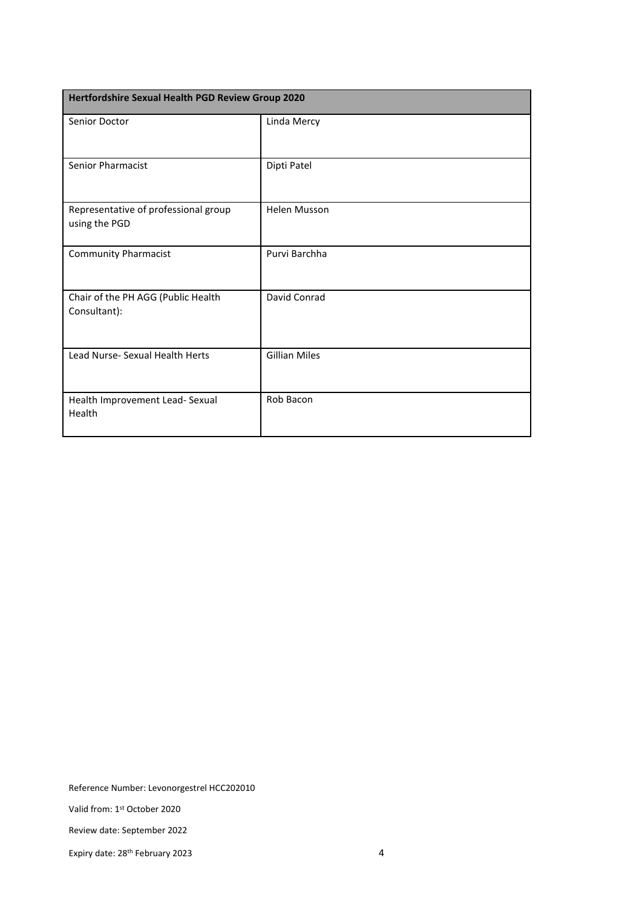| Hertfordshire Sexual Health PGD Review Group 2020 | |
|---|---|
| Senior Doctor | Linda Mercy |
| Senior Pharmacist | Dipti Patel |
| Representative of professional group using the PGD | Helen Musson |
| Community Pharmacist | Purvi Barchha |
| Chair of the PH AGG (Public Health Consultant): | David Conrad |
| Lead Nurse- Sexual Health Herts | Gillian Miles |
| Health Improvement Lead- Sexual Health | Rob Bacon |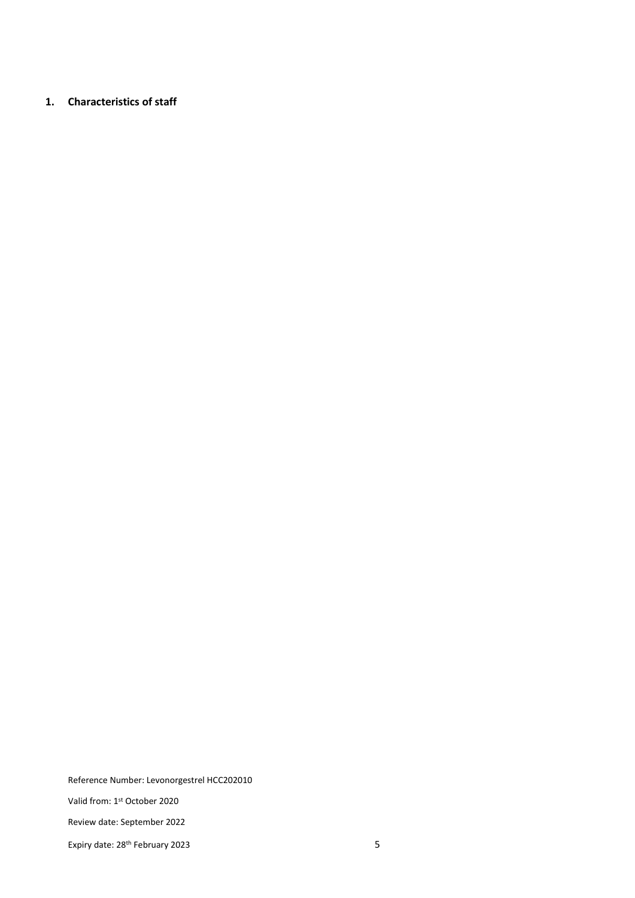## 1. Characteristics of staff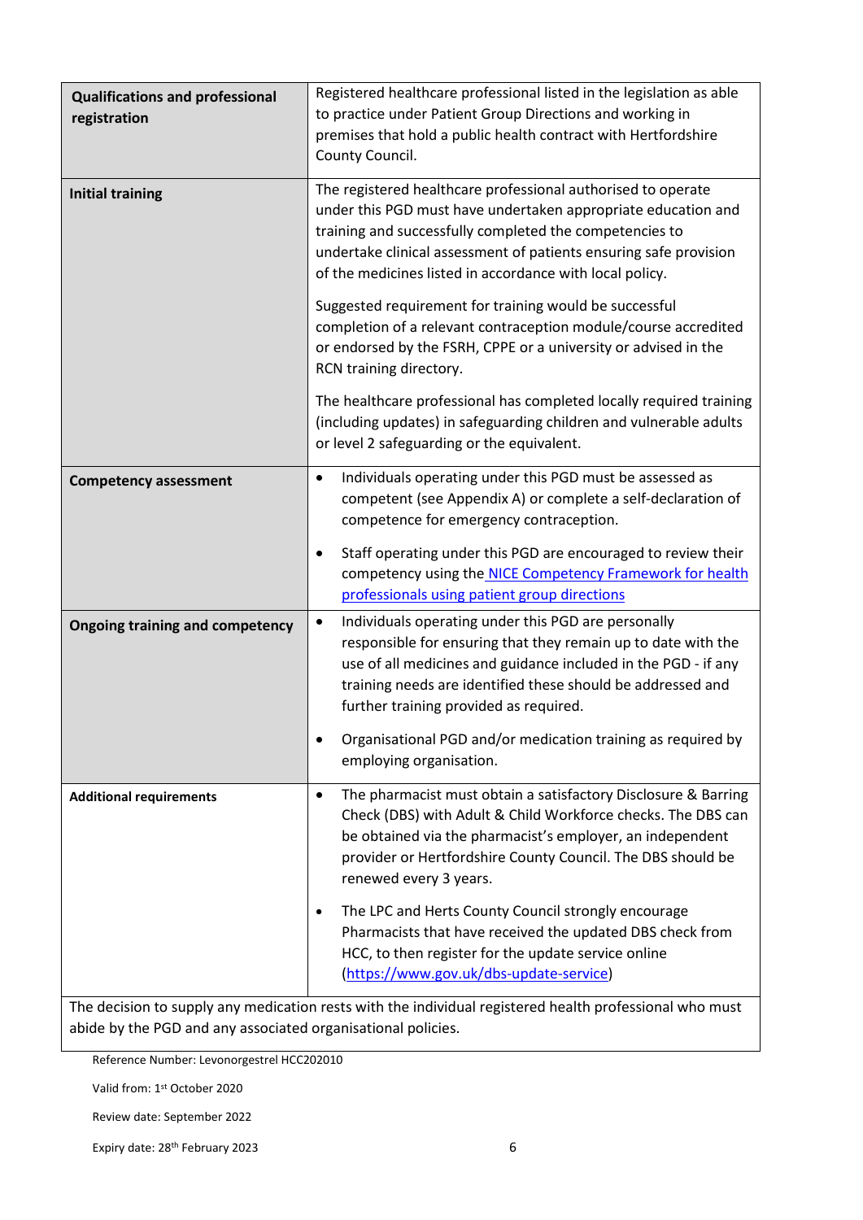| | |
|---|---|
| **Qualifications and professional registration** | Registered healthcare professional listed in the legislation as able to practice under Patient Group Directions and working in premises that hold a public health contract with Hertfordshire County Council. |
| **Initial training** | The registered healthcare professional authorised to operate under this PGD must have undertaken appropriate education and training and successfully completed the competencies to undertake clinical assessment of patients ensuring safe provision of the medicines listed in accordance with local policy.<br><br>Suggested requirement for training would be successful completion of a relevant contraception module/course accredited or endorsed by the FSRH, CPPE or a university or advised in the RCN training directory.<br><br>The healthcare professional has completed locally required training (including updates) in safeguarding children and vulnerable adults or level 2 safeguarding or the equivalent. |
| **Competency assessment** | • Individuals operating under this PGD must be assessed as competent (see Appendix A) or complete a self-declaration of competence for emergency contraception.<br><br>• Staff operating under this PGD are encouraged to review their competency using the [NICE Competency Framework for health professionals using patient group directions](NICE Competency Framework for health professionals using patient group directions) |
| **Ongoing training and competency** | • Individuals operating under this PGD are personally responsible for ensuring that they remain up to date with the use of all medicines and guidance included in the PGD - if any training needs are identified these should be addressed and further training provided as required.<br><br>• Organisational PGD and/or medication training as required by employing organisation. |
| **Additional requirements** | • The pharmacist must obtain a satisfactory Disclosure & Barring Check (DBS) with Adult & Child Workforce checks. The DBS can be obtained via the pharmacist's employer, an independent provider or Hertfordshire County Council. The DBS should be renewed every 3 years.<br><br>• The LPC and Herts County Council strongly encourage Pharmacists that have received the updated DBS check from HCC, to then register for the update service online (https://www.gov.uk/dbs-update-service) |
| The decision to supply any medication rests with the individual registered health professional who must abide by the PGD and any associated organisational policies. | |

Reference Number: Levonorgestrel HCC202010

Valid from: 1st October 2020

Review date: September 2022

Expiry date: 28th February 2023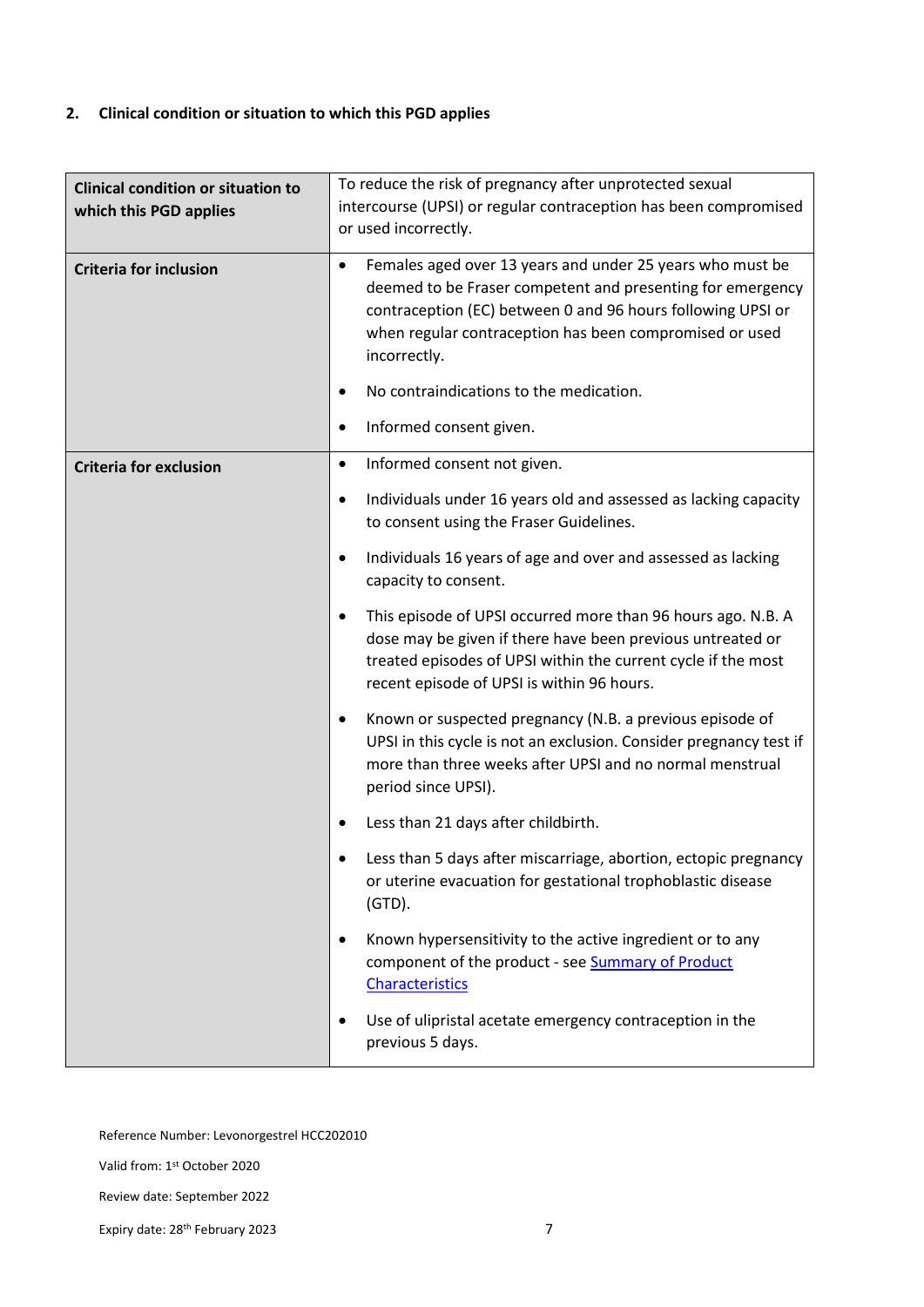## 2. Clinical condition or situation to which this PGD applies

| | |
|---|---|
| **Clinical condition or situation to which this PGD applies** | To reduce the risk of pregnancy after unprotected sexual intercourse (UPSI) or regular contraception has been compromised or used incorrectly. |
| **Criteria for inclusion** | • Females aged over 13 years and under 25 years who must be deemed to be Fraser competent and presenting for emergency contraception (EC) between 0 and 96 hours following UPSI or when regular contraception has been compromised or used incorrectly.<br>• No contraindications to the medication.<br>• Informed consent given. |
| **Criteria for exclusion** | • Informed consent not given.<br>• Individuals under 16 years old and assessed as lacking capacity to consent using the Fraser Guidelines.<br>• Individuals 16 years of age and over and assessed as lacking capacity to consent.<br>• This episode of UPSI occurred more than 96 hours ago. N.B. A dose may be given if there have been previous untreated or treated episodes of UPSI within the current cycle if the most recent episode of UPSI is within 96 hours.<br>• Known or suspected pregnancy (N.B. a previous episode of UPSI in this cycle is not an exclusion. Consider pregnancy test if more than three weeks after UPSI and no normal menstrual period since UPSI).<br>• Less than 21 days after childbirth.<br>• Less than 5 days after miscarriage, abortion, ectopic pregnancy or uterine evacuation for gestational trophoblastic disease (GTD).<br>• Known hypersensitivity to the active ingredient or to any component of the product - see [Summary of Product Characteristics]<br>• Use of ulipristal acetate emergency contraception in the previous 5 days. |

Reference Number: Levonorgestrel HCC202010

Valid from: 1st October 2020

Review date: September 2022

Expiry date: 28th February 2023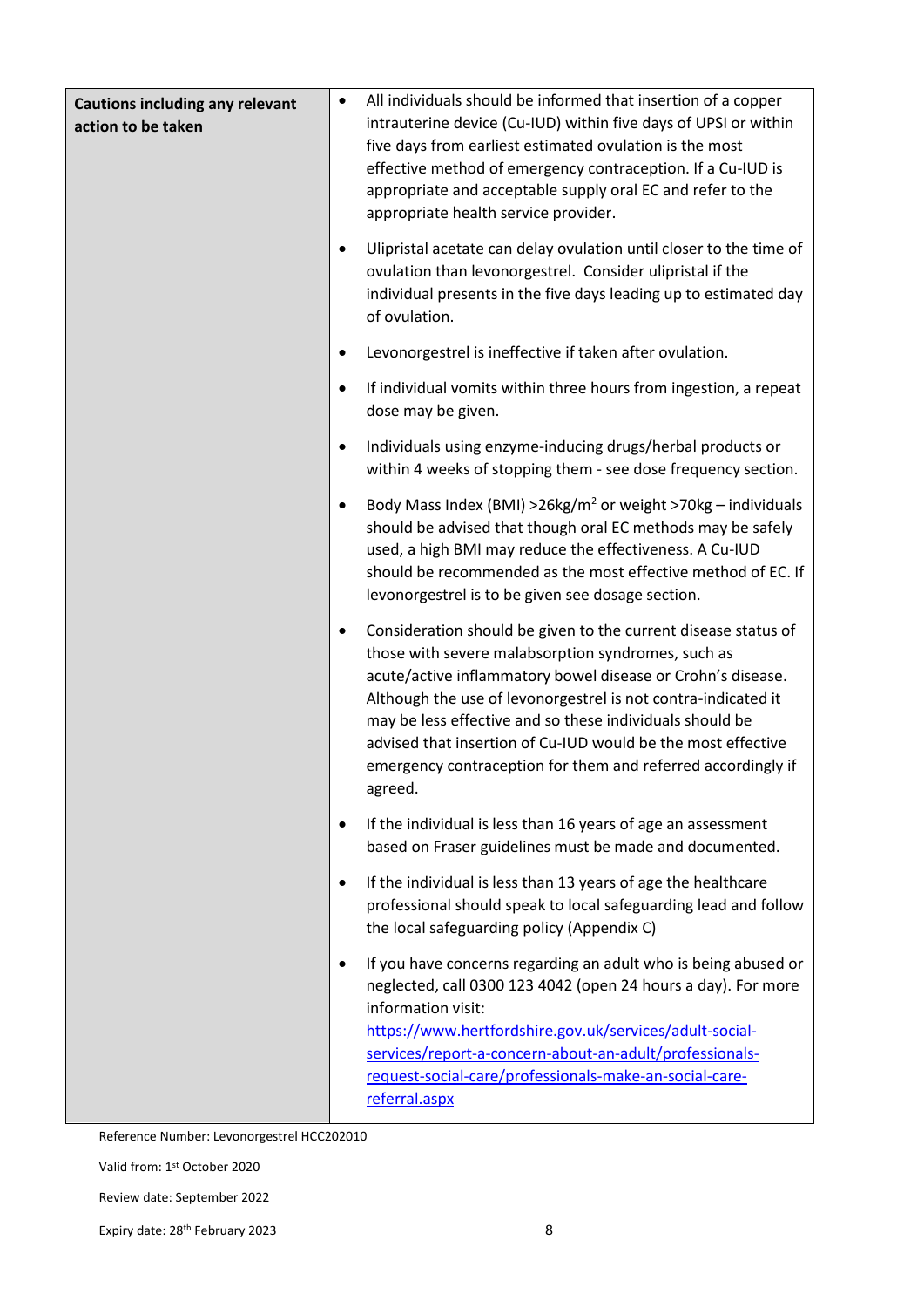| Cautions including any relevant action to be taken | • All individuals should be informed that insertion of a copper intrauterine device (Cu-IUD) within five days of UPSI or within five days from earliest estimated ovulation is the most effective method of emergency contraception. If a Cu-IUD is appropriate and acceptable supply oral EC and refer to the appropriate health service provider.<br><br>• Ulipristal acetate can delay ovulation until closer to the time of ovulation than levonorgestrel. Consider ulipristal if the individual presents in the five days leading up to estimated day of ovulation.<br><br>• Levonorgestrel is ineffective if taken after ovulation.<br><br>• If individual vomits within three hours from ingestion, a repeat dose may be given.<br><br>• Individuals using enzyme-inducing drugs/herbal products or within 4 weeks of stopping them - see dose frequency section.<br><br>• Body Mass Index (BMI) >26kg/$m^2$ or weight >70kg – individuals should be advised that though oral EC methods may be safely used, a high BMI may reduce the effectiveness. A Cu-IUD should be recommended as the most effective method of EC. If levonorgestrel is to be given see dosage section.<br><br>• Consideration should be given to the current disease status of those with severe malabsorption syndromes, such as acute/active inflammatory bowel disease or Crohn's disease. Although the use of levonorgestrel is not contra-indicated it may be less effective and so these individuals should be advised that insertion of Cu-IUD would be the most effective emergency contraception for them and referred accordingly if agreed.<br><br>• If the individual is less than 16 years of age an assessment based on Fraser guidelines must be made and documented.<br><br>• If the individual is less than 13 years of age the healthcare professional should speak to local safeguarding lead and follow the local safeguarding policy (Appendix C)<br><br>• If you have concerns regarding an adult who is being abused or neglected, call 0300 123 4042 (open 24 hours a day). For more information visit: https://www.hertfordshire.gov.uk/services/adult-social-services/report-a-concern-about-an-adult/professionals-request-social-care/professionals-make-an-social-care-referral.aspx |
|---|---|

Reference Number: Levonorgestrel HCC202010

Valid from: 1st October 2020

Review date: September 2022

Expiry date: 28th February 2023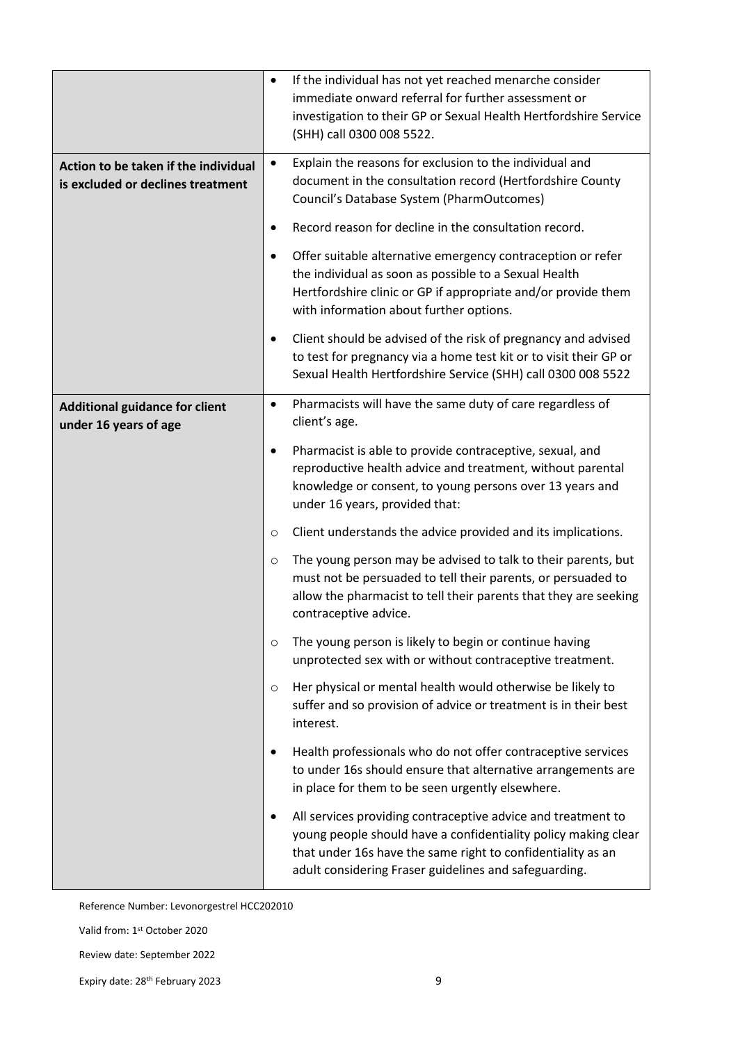| | |
|---|---|
| | • If the individual has not yet reached menarche consider immediate onward referral for further assessment or investigation to their GP or Sexual Health Hertfordshire Service (SHH) call 0300 008 5522. |
| **Action to be taken if the individual is excluded or declines treatment** | • Explain the reasons for exclusion to the individual and document in the consultation record (Hertfordshire County Council's Database System (PharmOutcomes)<br><br>• Record reason for decline in the consultation record.<br><br>• Offer suitable alternative emergency contraception or refer the individual as soon as possible to a Sexual Health Hertfordshire clinic or GP if appropriate and/or provide them with information about further options.<br><br>• Client should be advised of the risk of pregnancy and advised to test for pregnancy via a home test kit or to visit their GP or Sexual Health Hertfordshire Service (SHH) call 0300 008 5522 |
| **Additional guidance for client under 16 years of age** | • Pharmacists will have the same duty of care regardless of client's age.<br><br>• Pharmacist is able to provide contraceptive, sexual, and reproductive health advice and treatment, without parental knowledge or consent, to young persons over 13 years and under 16 years, provided that:<br><br>○ Client understands the advice provided and its implications.<br><br>○ The young person may be advised to talk to their parents, but must not be persuaded to tell their parents, or persuaded to allow the pharmacist to tell their parents that they are seeking contraceptive advice.<br><br>○ The young person is likely to begin or continue having unprotected sex with or without contraceptive treatment.<br><br>○ Her physical or mental health would otherwise be likely to suffer and so provision of advice or treatment is in their best interest.<br><br>• Health professionals who do not offer contraceptive services to under 16s should ensure that alternative arrangements are in place for them to be seen urgently elsewhere.<br><br>• All services providing contraceptive advice and treatment to young people should have a confidentiality policy making clear that under 16s have the same right to confidentiality as an adult considering Fraser guidelines and safeguarding. |

Reference Number: Levonorgestrel HCC202010

Valid from: 1st October 2020

Review date: September 2022

Expiry date: 28th February 2023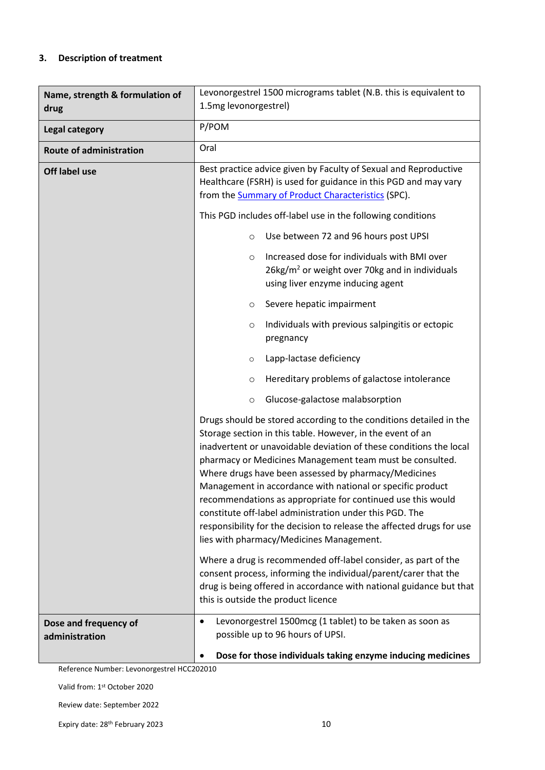### 3. Description of treatment

| | |
|---|---|
| **Name, strength & formulation of drug** | Levonorgestrel 1500 micrograms tablet (N.B. this is equivalent to 1.5mg levonorgestrel) |
| **Legal category** | P/POM |
| **Route of administration** | Oral |
| **Off label use** | Best practice advice given by Faculty of Sexual and Reproductive Healthcare (FSRH) is used for guidance in this PGD and may vary from the [Summary of Product Characteristics](#) (SPC).<br><br>This PGD includes off-label use in the following conditions<br><ul><li>Use between 72 and 96 hours post UPSI</li><li>Increased dose for individuals with BMI over 26kg/m$^2$ or weight over 70kg and in individuals using liver enzyme inducing agent</li><li>Severe hepatic impairment</li><li>Individuals with previous salpingitis or ectopic pregnancy</li><li>Lapp-lactase deficiency</li><li>Hereditary problems of galactose intolerance</li><li>Glucose-galactose malabsorption</li></ul>Drugs should be stored according to the conditions detailed in the Storage section in this table. However, in the event of an inadvertent or unavoidable deviation of these conditions the local pharmacy or Medicines Management team must be consulted. Where drugs have been assessed by pharmacy/Medicines Management in accordance with national or specific product recommendations as appropriate for continued use this would constitute off-label administration under this PGD. The responsibility for the decision to release the affected drugs for use lies with pharmacy/Medicines Management.<br><br>Where a drug is recommended off-label consider, as part of the consent process, informing the individual/parent/carer that the drug is being offered in accordance with national guidance but that this is outside the product licence |
| **Dose and frequency of administration** | <ul><li>Levonorgestrel 1500mcg (1 tablet) to be taken as soon as possible up to 96 hours of UPSI.</li><li>**Dose for those individuals taking enzyme inducing medicines**</li></ul> |

Reference Number: Levonorgestrel HCC202010

Valid from: 1st October 2020

Review date: September 2022

Expiry date: 28th February 2023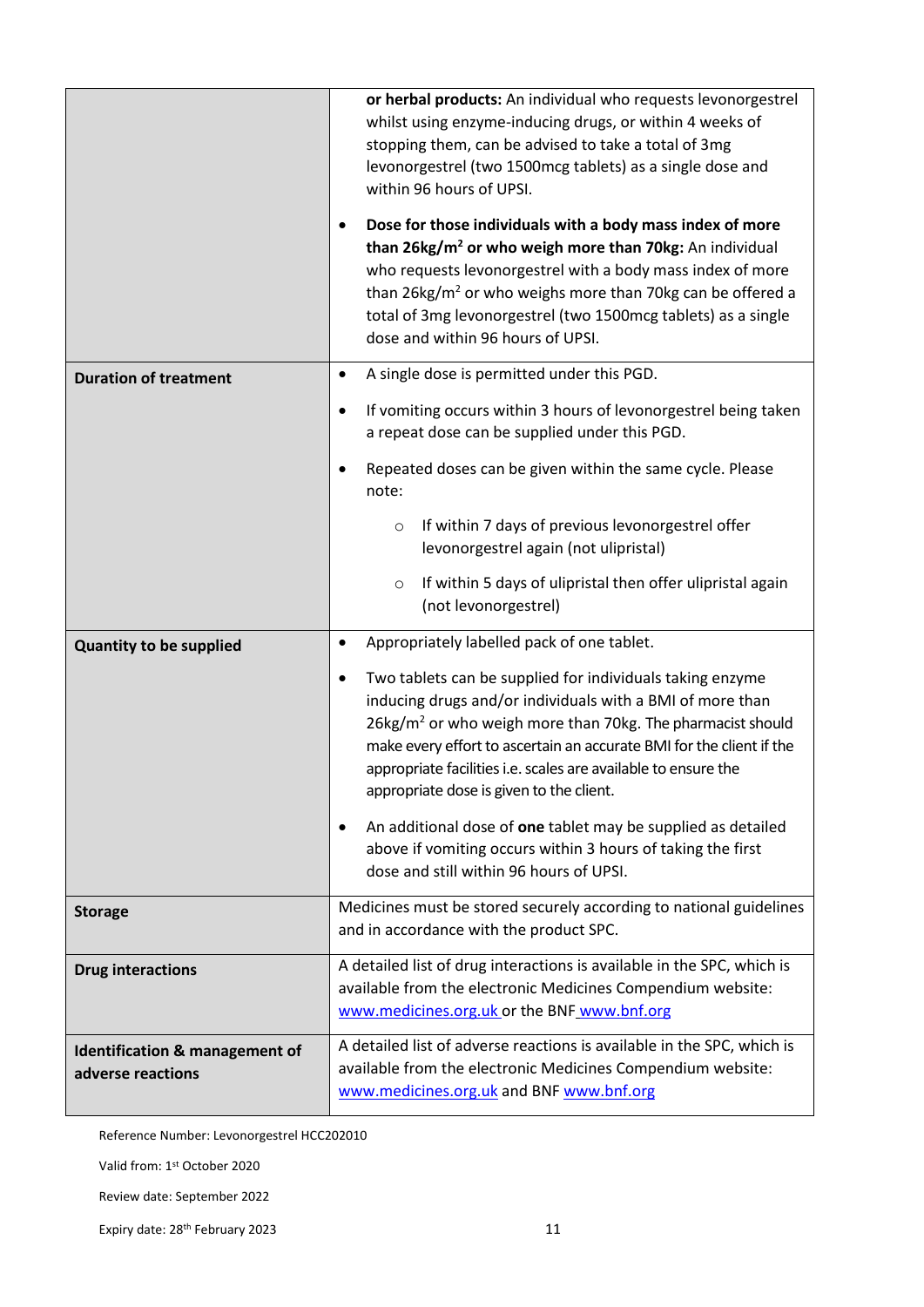| | |
|---|---|
| | **or herbal products:** An individual who requests levonorgestrel whilst using enzyme-inducing drugs, or within 4 weeks of stopping them, can be advised to take a total of 3mg levonorgestrel (two 1500mcg tablets) as a single dose and within 96 hours of UPSI.<br>• **Dose for those individuals with a body mass index of more than 26kg/m$^2$ or who weigh more than 70kg:** An individual who requests levonorgestrel with a body mass index of more than 26kg/m$^2$ or who weighs more than 70kg can be offered a total of 3mg levonorgestrel (two 1500mcg tablets) as a single dose and within 96 hours of UPSI. |
| **Duration of treatment** | • A single dose is permitted under this PGD.<br>• If vomiting occurs within 3 hours of levonorgestrel being taken a repeat dose can be supplied under this PGD.<br>• Repeated doses can be given within the same cycle. Please note:<br>  ○ If within 7 days of previous levonorgestrel offer levonorgestrel again (not ulipristal)<br>  ○ If within 5 days of ulipristal then offer ulipristal again (not levonorgestrel) |
| **Quantity to be supplied** | • Appropriately labelled pack of one tablet.<br>• Two tablets can be supplied for individuals taking enzyme inducing drugs and/or individuals with a BMI of more than 26kg/m$^2$ or who weigh more than 70kg. The pharmacist should make every effort to ascertain an accurate BMI for the client if the appropriate facilities i.e. scales are available to ensure the appropriate dose is given to the client.<br>• An additional dose of **one** tablet may be supplied as detailed above if vomiting occurs within 3 hours of taking the first dose and still within 96 hours of UPSI. |
| **Storage** | Medicines must be stored securely according to national guidelines and in accordance with the product SPC. |
| **Drug interactions** | A detailed list of drug interactions is available in the SPC, which is available from the electronic Medicines Compendium website: www.medicines.org.uk or the BNF www.bnf.org |
| **Identification & management of adverse reactions** | A detailed list of adverse reactions is available in the SPC, which is available from the electronic Medicines Compendium website: www.medicines.org.uk and BNF www.bnf.org |

Reference Number: Levonorgestrel HCC202010

Valid from: 1st October 2020

Review date: September 2022

Expiry date: 28th February 2023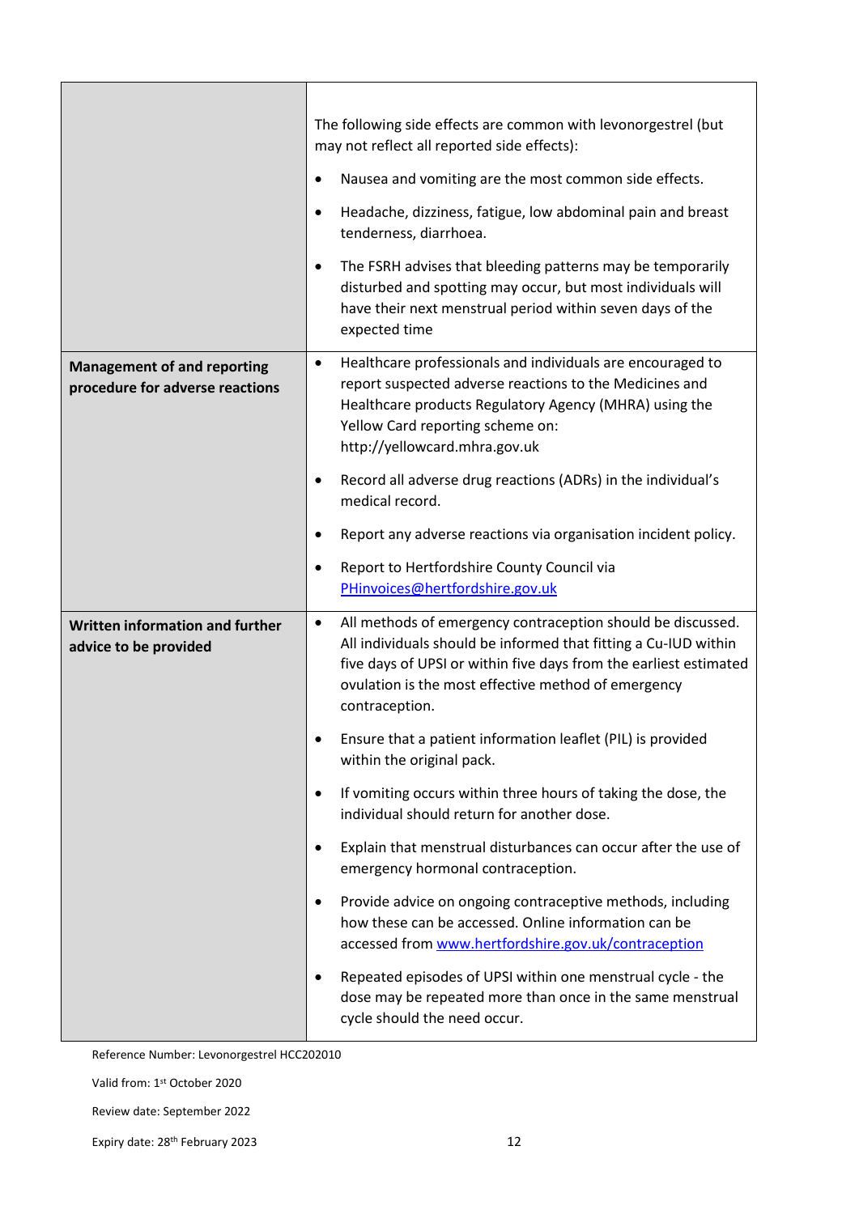| | |
|---|---|
| | The following side effects are common with levonorgestrel (but may not reflect all reported side effects):<br><br>• Nausea and vomiting are the most common side effects.<br>• Headache, dizziness, fatigue, low abdominal pain and breast tenderness, diarrhoea.<br>• The FSRH advises that bleeding patterns may be temporarily disturbed and spotting may occur, but most individuals will have their next menstrual period within seven days of the expected time |
| **Management of and reporting procedure for adverse reactions** | • Healthcare professionals and individuals are encouraged to report suspected adverse reactions to the Medicines and Healthcare products Regulatory Agency (MHRA) using the Yellow Card reporting scheme on: http://yellowcard.mhra.gov.uk<br>• Record all adverse drug reactions (ADRs) in the individual's medical record.<br>• Report any adverse reactions via organisation incident policy.<br>• Report to Hertfordshire County Council via PHinvoices@hertfordshire.gov.uk |
| **Written information and further advice to be provided** | • All methods of emergency contraception should be discussed. All individuals should be informed that fitting a Cu-IUD within five days of UPSI or within five days from the earliest estimated ovulation is the most effective method of emergency contraception.<br>• Ensure that a patient information leaflet (PIL) is provided within the original pack.<br>• If vomiting occurs within three hours of taking the dose, the individual should return for another dose.<br>• Explain that menstrual disturbances can occur after the use of emergency hormonal contraception.<br>• Provide advice on ongoing contraceptive methods, including how these can be accessed. Online information can be accessed from www.hertfordshire.gov.uk/contraception<br>• Repeated episodes of UPSI within one menstrual cycle - the dose may be repeated more than once in the same menstrual cycle should the need occur. |

Reference Number: Levonorgestrel HCC202010

Valid from: 1st October 2020

Review date: September 2022

Expiry date: 28th February 2023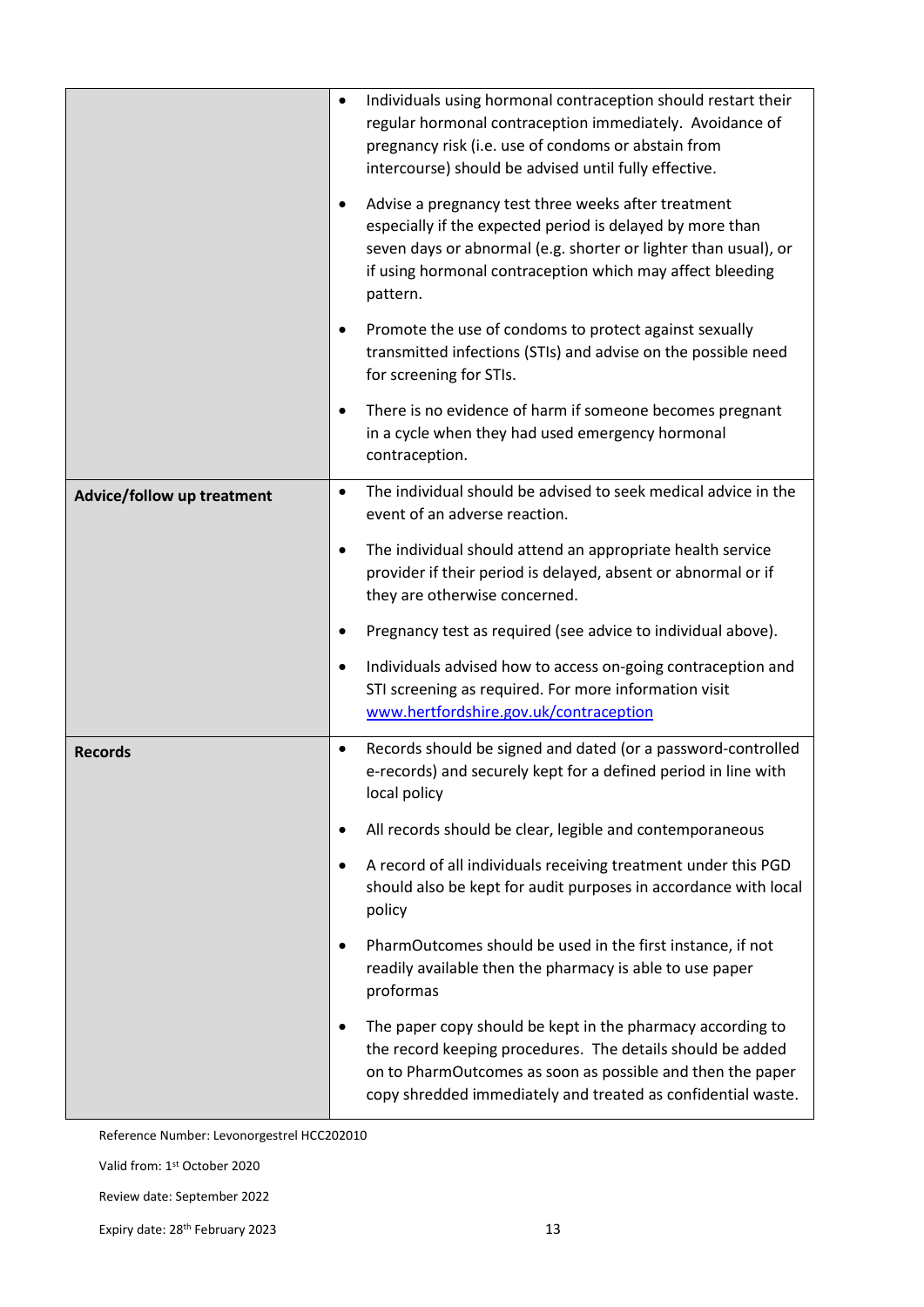| | |
|---|---|
| | • Individuals using hormonal contraception should restart their regular hormonal contraception immediately. Avoidance of pregnancy risk (i.e. use of condoms or abstain from intercourse) should be advised until fully effective.<br><br>• Advise a pregnancy test three weeks after treatment especially if the expected period is delayed by more than seven days or abnormal (e.g. shorter or lighter than usual), or if using hormonal contraception which may affect bleeding pattern.<br><br>• Promote the use of condoms to protect against sexually transmitted infections (STIs) and advise on the possible need for screening for STIs.<br><br>• There is no evidence of harm if someone becomes pregnant in a cycle when they had used emergency hormonal contraception. |
| **Advice/follow up treatment** | • The individual should be advised to seek medical advice in the event of an adverse reaction.<br><br>• The individual should attend an appropriate health service provider if their period is delayed, absent or abnormal or if they are otherwise concerned.<br><br>• Pregnancy test as required (see advice to individual above).<br><br>• Individuals advised how to access on-going contraception and STI screening as required. For more information visit [www.hertfordshire.gov.uk/contraception](http://www.hertfordshire.gov.uk/contraception) |
| **Records** | • Records should be signed and dated (or a password-controlled e-records) and securely kept for a defined period in line with local policy<br><br>• All records should be clear, legible and contemporaneous<br><br>• A record of all individuals receiving treatment under this PGD should also be kept for audit purposes in accordance with local policy<br><br>• PharmOutcomes should be used in the first instance, if not readily available then the pharmacy is able to use paper proformas<br><br>• The paper copy should be kept in the pharmacy according to the record keeping procedures. The details should be added on to PharmOutcomes as soon as possible and then the paper copy shredded immediately and treated as confidential waste. |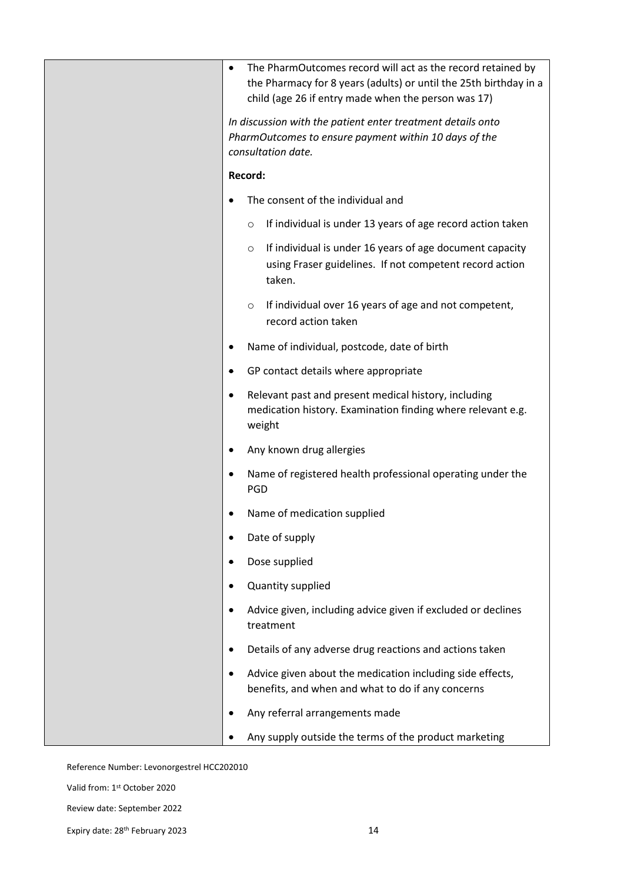| | • The PharmOutcomes record will act as the record retained by the Pharmacy for 8 years (adults) or until the 25th birthday in a child (age 26 if entry made when the person was 17)<br><br>*In discussion with the patient enter treatment details onto PharmOutcomes to ensure payment within 10 days of the consultation date.*<br><br>**Record:**<br><br>• The consent of the individual and<br>&nbsp;&nbsp;&nbsp;&nbsp;o If individual is under 13 years of age record action taken<br>&nbsp;&nbsp;&nbsp;&nbsp;o If individual is under 16 years of age document capacity using Fraser guidelines. If not competent record action taken.<br>&nbsp;&nbsp;&nbsp;&nbsp;o If individual over 16 years of age and not competent, record action taken<br>• Name of individual, postcode, date of birth<br>• GP contact details where appropriate<br>• Relevant past and present medical history, including medication history. Examination finding where relevant e.g. weight<br>• Any known drug allergies<br>• Name of registered health professional operating under the PGD<br>• Name of medication supplied<br>• Date of supply<br>• Dose supplied<br>• Quantity supplied<br>• Advice given, including advice given if excluded or declines treatment<br>• Details of any adverse drug reactions and actions taken<br>• Advice given about the medication including side effects, benefits, and when and what to do if any concerns<br>• Any referral arrangements made<br>• Any supply outside the terms of the product marketing |
|---|---|

Reference Number: Levonorgestrel HCC202010

Valid from: 1st October 2020

Review date: September 2022

Expiry date: 28th February 2023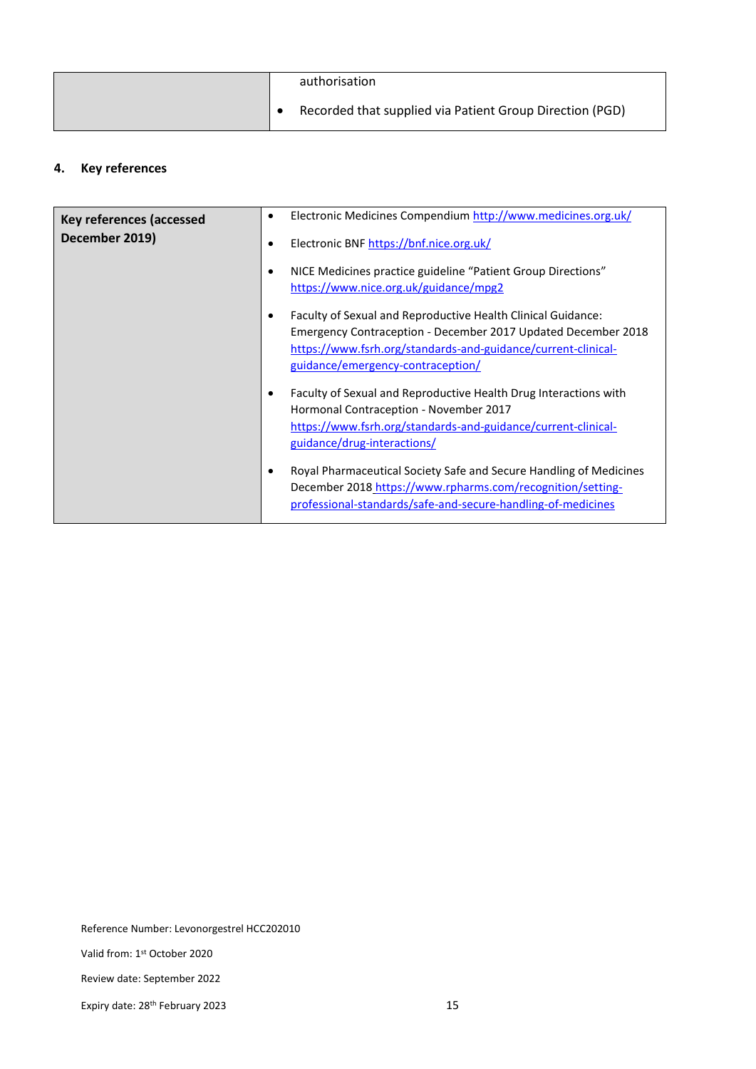| | |
|---|---|
| | authorisation<br>• Recorded that supplied via Patient Group Direction (PGD) |

## 4. Key references

| | |
|---|---|
| **Key references (accessed December 2019)** | • Electronic Medicines Compendium http://www.medicines.org.uk/<br>• Electronic BNF https://bnf.nice.org.uk/<br>• NICE Medicines practice guideline "Patient Group Directions" https://www.nice.org.uk/guidance/mpg2<br>• Faculty of Sexual and Reproductive Health Clinical Guidance: Emergency Contraception - December 2017 Updated December 2018 https://www.fsrh.org/standards-and-guidance/current-clinical-guidance/emergency-contraception/<br>• Faculty of Sexual and Reproductive Health Drug Interactions with Hormonal Contraception - November 2017 https://www.fsrh.org/standards-and-guidance/current-clinical-guidance/drug-interactions/<br>• Royal Pharmaceutical Society Safe and Secure Handling of Medicines December 2018 https://www.rpharms.com/recognition/setting-professional-standards/safe-and-secure-handling-of-medicines |

Reference Number: Levonorgestrel HCC202010

Valid from: 1st October 2020

Review date: September 2022

Expiry date: 28th February 2023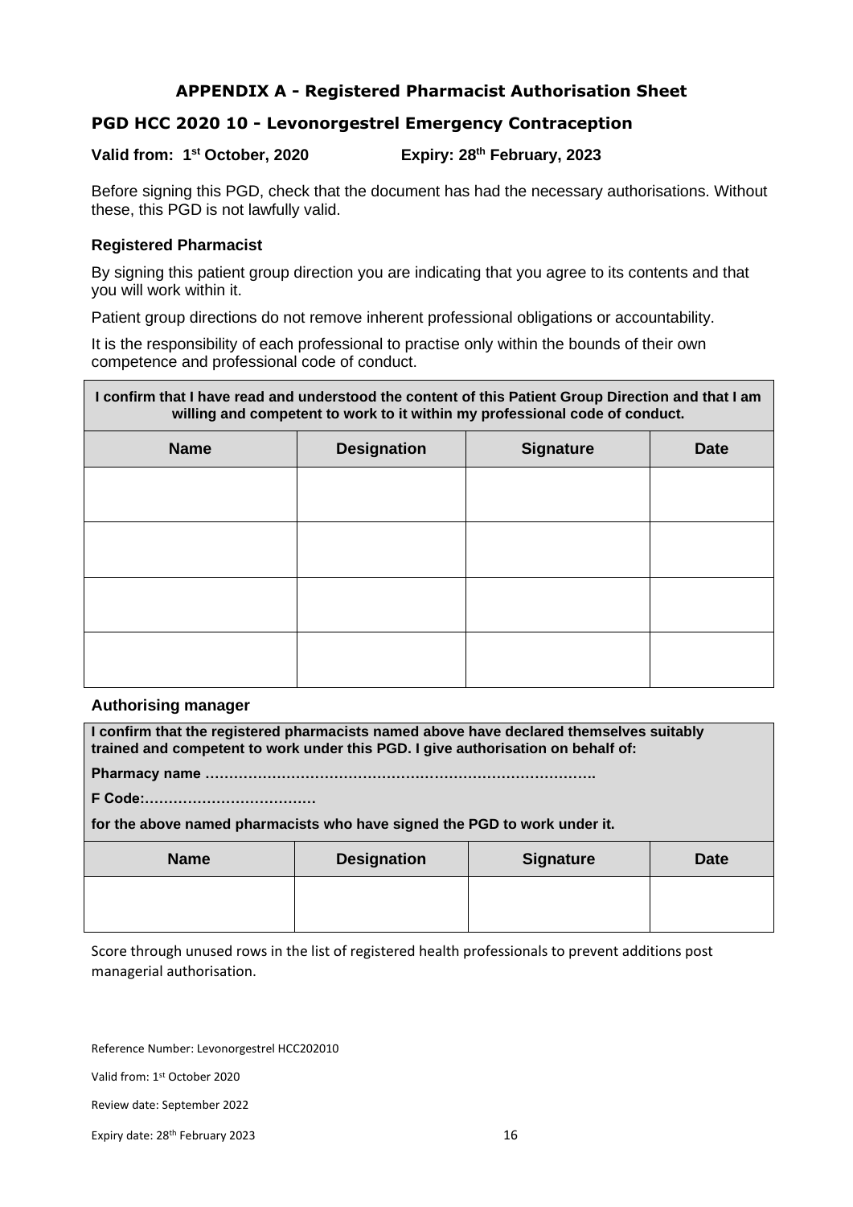## APPENDIX A - Registered Pharmacist Authorisation Sheet

### PGD HCC 2020 10 - Levonorgestrel Emergency Contraception

**Valid from: 1st October, 2020 Expiry: 28th February, 2023**

Before signing this PGD, check that the document has had the necessary authorisations. Without these, this PGD is not lawfully valid.

**Registered Pharmacist**

By signing this patient group direction you are indicating that you agree to its contents and that you will work within it.

Patient group directions do not remove inherent professional obligations or accountability.

It is the responsibility of each professional to practise only within the bounds of their own competence and professional code of conduct.

| **I confirm that I have read and understood the content of this Patient Group Direction and that I am willing and competent to work to it within my professional code of conduct.** | | | |
|---|---|---|---|
| **Name** | **Designation** | **Signature** | **Date** |
| | | | |
| | | | |
| | | | |
| | | | |

**Authorising manager**

| **I confirm that the registered pharmacists named above have declared themselves suitably trained and competent to work under this PGD. I give authorisation on behalf of:**<br>**Pharmacy name ……………………………………………………………………….**<br>**F Code:………………………………**<br>**for the above named pharmacists who have signed the PGD to work under it.** | | | |
|---|---|---|---|
| **Name** | **Designation** | **Signature** | **Date** |
| | | | |

Score through unused rows in the list of registered health professionals to prevent additions post managerial authorisation.

Reference Number: Levonorgestrel HCC202010

Valid from: 1st October 2020

Review date: September 2022

Expiry date: 28th February 2023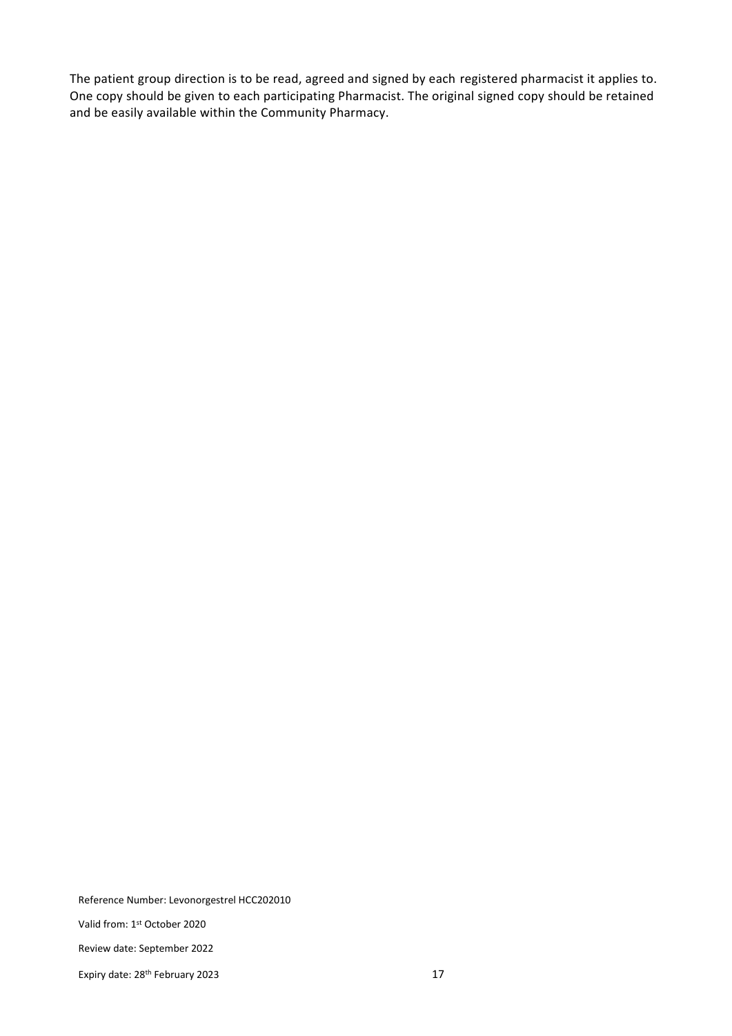The patient group direction is to be read, agreed and signed by each registered pharmacist it applies to. One copy should be given to each participating Pharmacist. The original signed copy should be retained and be easily available within the Community Pharmacy.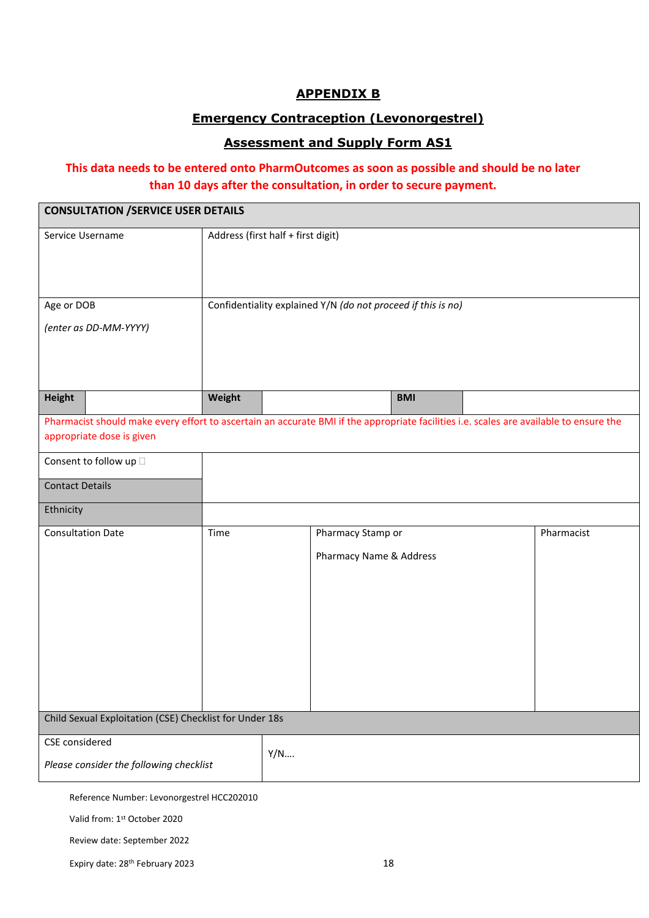**APPENDIX B**

**Emergency Contraception (Levonorgestrel)**

**Assessment and Supply Form AS1**

**This data needs to be entered onto PharmOutcomes as soon as possible and should be no later than 10 days after the consultation, in order to secure payment.**

| **CONSULTATION /SERVICE USER DETAILS** | | | | | |
|---|---|---|---|---|---|
| Service Username | Address (first half + first digit) | | | | |
| Age or DOB *(enter as DD-MM-YYYY)* | Confidentiality explained Y/N *(do not proceed if this is no)* | | | | |
| **Height** | | **Weight** | | **BMI** | |
| Pharmacist should make every effort to ascertain an accurate BMI if the appropriate facilities i.e. scales are available to ensure the appropriate dose is given | | | | | |
| Consent to follow up ☐ | | | | | |
| Contact Details | | | | | |
| Ethnicity | | | | | |
| Consultation Date | Time | Pharmacy Stamp or Pharmacy Name & Address | | Pharmacist | |
| Child Sexual Exploitation (CSE) Checklist for Under 18s | | | | | |
| CSE considered *Please consider the following checklist* | Y/N…. | | | | |

Reference Number: Levonorgestrel HCC202010

Valid from: 1st October 2020

Review date: September 2022

Expiry date: 28th February 2023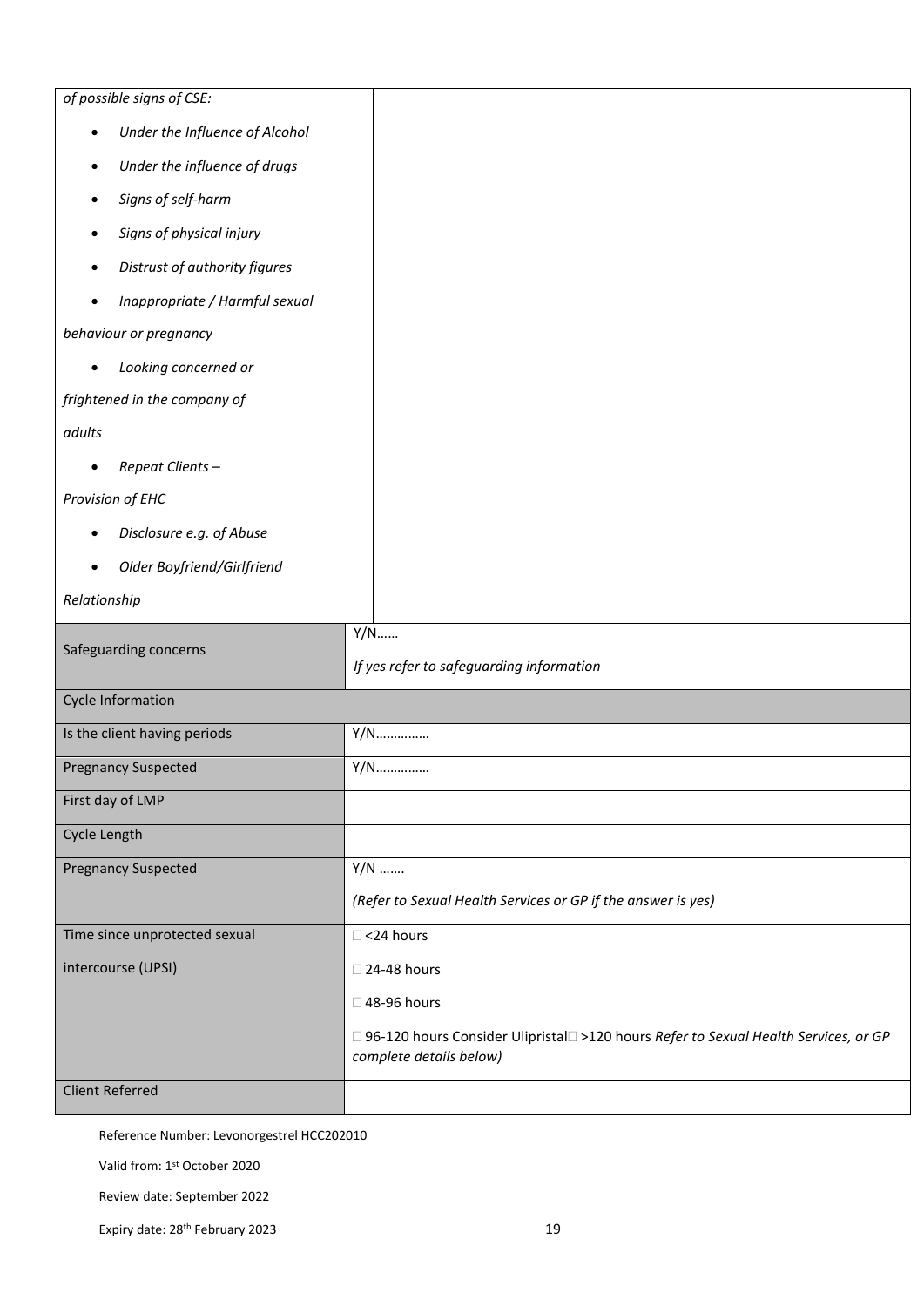| | |
|---|---|
| *of possible signs of CSE:*<br>• *Under the Influence of Alcohol*<br>• *Under the influence of drugs*<br>• *Signs of self-harm*<br>• *Signs of physical injury*<br>• *Distrust of authority figures*<br>• *Inappropriate / Harmful sexual behaviour or pregnancy*<br>• *Looking concerned or frightened in the company of adults*<br>• *Repeat Clients – Provision of EHC*<br>• *Disclosure e.g. of Abuse*<br>• *Older Boyfriend/Girlfriend Relationship* | |
| Safeguarding concerns | Y/N……<br>*If yes refer to safeguarding information* |
| Cycle Information | |
| Is the client having periods | Y/N…………… |
| Pregnancy Suspected | Y/N…………… |
| First day of LMP | |
| Cycle Length | |
| Pregnancy Suspected | Y/N …….<br>*(Refer to Sexual Health Services or GP if the answer is yes)* |
| Time since unprotected sexual intercourse (UPSI) | ☐ <24 hours<br>☐ 24-48 hours<br>☐ 48-96 hours<br>☐ 96-120 hours Consider Ulipristal☐ >120 hours *Refer to Sexual Health Services, or GP complete details below)* |
| Client Referred | |

Reference Number: Levonorgestrel HCC202010

Valid from: 1st October 2020

Review date: September 2022

Expiry date: 28th February 2023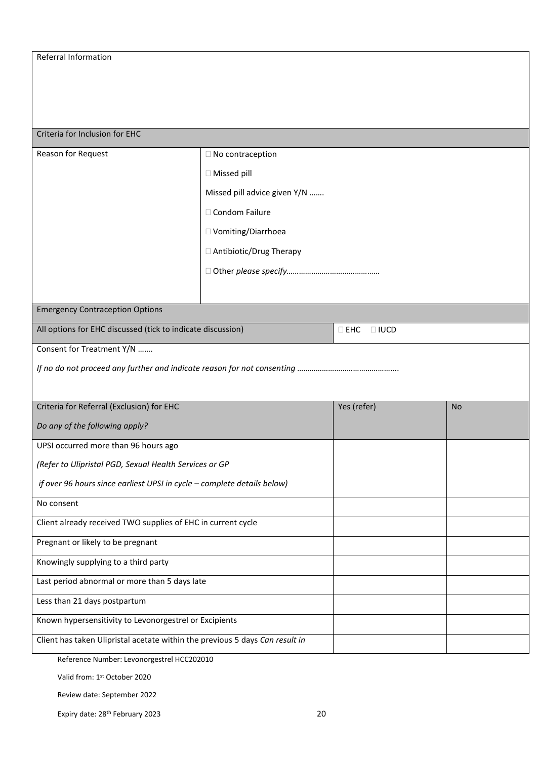| Referral Information | | | |
|---|---|---|---|
| | | | |
| **Criteria for Inclusion for EHC** | | | |
| Reason for Request | ☐ No contraception<br>☐ Missed pill<br>Missed pill advice given Y/N …….<br>☐ Condom Failure<br>☐ Vomiting/Diarrhoea<br>☐ Antibiotic/Drug Therapy<br>☐ Other *please specify………………………………………* | | |
| **Emergency Contraception Options** | | | |
| All options for EHC discussed (tick to indicate discussion) | | ☐ EHC ☐ IUCD | |
| Consent for Treatment Y/N …….<br>*If no do not proceed any further and indicate reason for not consenting ……………………………………….* | | | |

| Criteria for Referral (Exclusion) for EHC<br>*Do any of the following apply?* | Yes (refer) | No |
|---|---|---|
| UPSI occurred more than 96 hours ago<br>*(Refer to Ulipristal PGD, Sexual Health Services or GP if over 96 hours since earliest UPSI in cycle – complete details below)* | | |
| No consent | | |
| Client already received TWO supplies of EHC in current cycle | | |
| Pregnant or likely to be pregnant | | |
| Knowingly supplying to a third party | | |
| Last period abnormal or more than 5 days late | | |
| Less than 21 days postpartum | | |
| Known hypersensitivity to Levonorgestrel or Excipients | | |
| Client has taken Ulipristal acetate within the previous 5 days *Can result in* | | |

Reference Number: Levonorgestrel HCC202010

Valid from: 1st October 2020

Review date: September 2022

Expiry date: 28th February 2023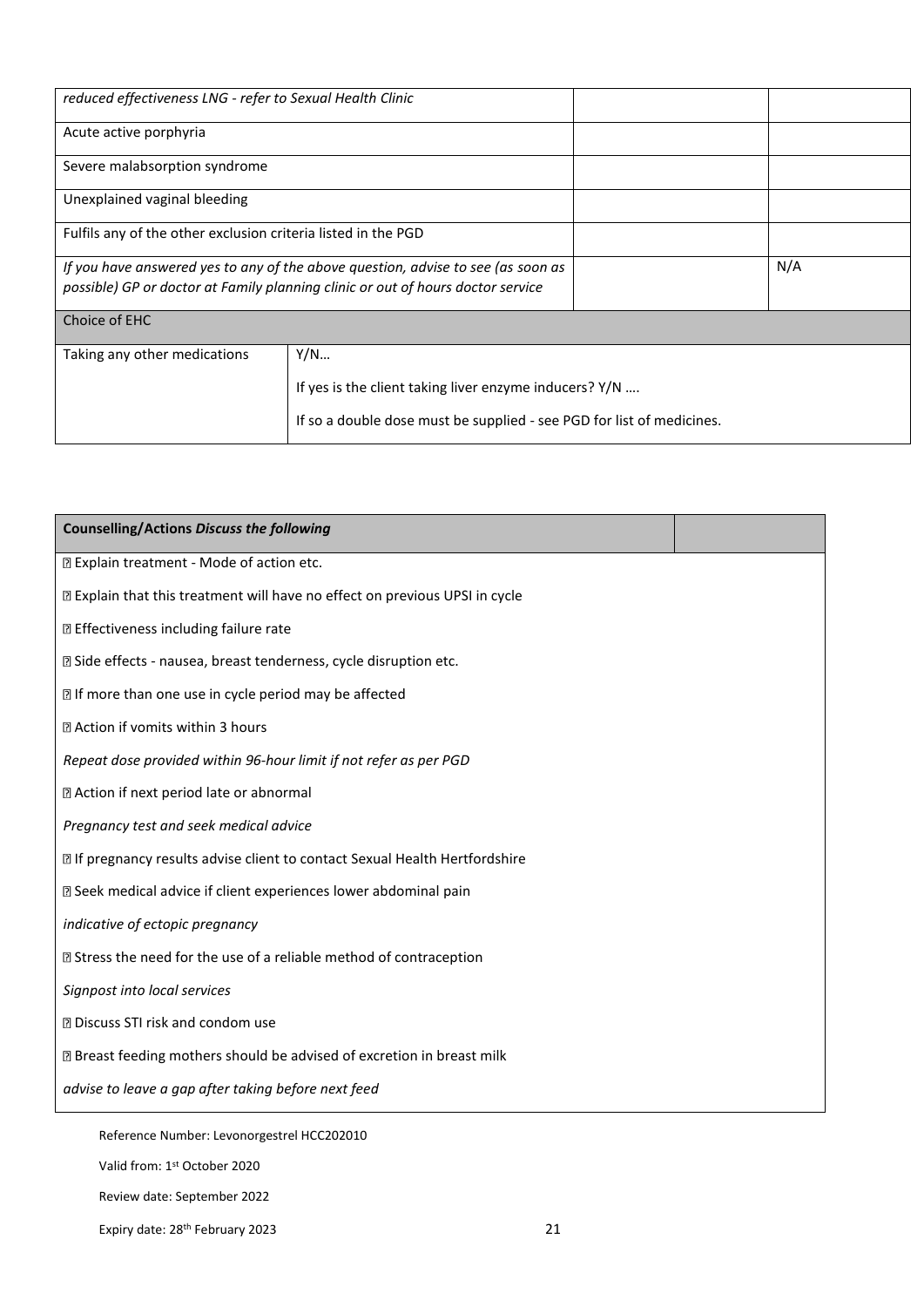| | | |
|---|---|---|
| *reduced effectiveness LNG - refer to Sexual Health Clinic* | | |
| Acute active porphyria | | |
| Severe malabsorption syndrome | | |
| Unexplained vaginal bleeding | | |
| Fulfils any of the other exclusion criteria listed in the PGD | | |
| *If you have answered yes to any of the above question, advise to see (as soon as possible) GP or doctor at Family planning clinic or out of hours doctor service* | | N/A |

| Choice of EHC | |
|---|---|
| Taking any other medications | Y/N…<br><br>If yes is the client taking liver enzyme inducers? Y/N ….<br><br>If so a double dose must be supplied - see PGD for list of medicines. |

| **Counselling/Actions** ***Discuss the following*** | |
|---|---|
| • Explain treatment - Mode of action etc. | |
| • Explain that this treatment will have no effect on previous UPSI in cycle | |
| • Effectiveness including failure rate | |
| • Side effects - nausea, breast tenderness, cycle disruption etc. | |
| • If more than one use in cycle period may be affected | |
| • Action if vomits within 3 hours | |
| *Repeat dose provided within 96-hour limit if not refer as per PGD* | |
| • Action if next period late or abnormal | |
| *Pregnancy test and seek medical advice* | |
| • If pregnancy results advise client to contact Sexual Health Hertfordshire | |
| • Seek medical advice if client experiences lower abdominal pain | |
| *indicative of ectopic pregnancy* | |
| • Stress the need for the use of a reliable method of contraception | |
| *Signpost into local services* | |
| • Discuss STI risk and condom use | |
| • Breast feeding mothers should be advised of excretion in breast milk | |
| *advise to leave a gap after taking before next feed* | |

Reference Number: Levonorgestrel HCC202010

Valid from: 1st October 2020

Review date: September 2022

Expiry date: 28th February 2023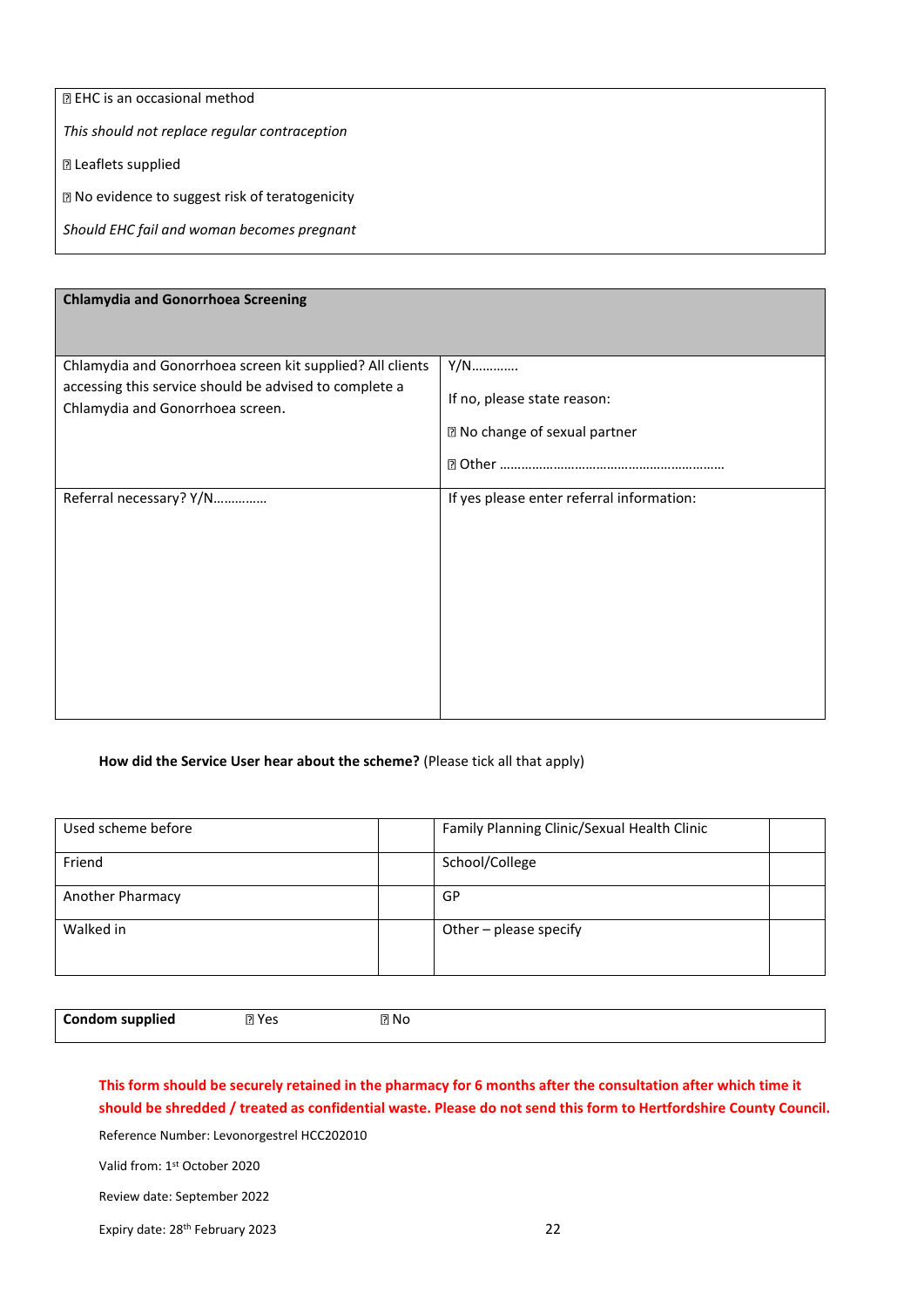| ☐ EHC is an occasional method |
| --- |
| *This should not replace regular contraception* |
| ☐ Leaflets supplied |
| ☐ No evidence to suggest risk of teratogenicity |
| *Should EHC fail and woman becomes pregnant* |

| **Chlamydia and Gonorrhoea Screening** | |
| --- | --- |
| Chlamydia and Gonorrhoea screen kit supplied? All clients accessing this service should be advised to complete a Chlamydia and Gonorrhoea screen. | Y/N………….<br><br>If no, please state reason:<br><br>☐ No change of sexual partner<br><br>☐ Other ……………………………………………………… |
| Referral necessary? Y/N…………… | If yes please enter referral information: |

**How did the Service User hear about the scheme?** (Please tick all that apply)

| Used scheme before | | Family Planning Clinic/Sexual Health Clinic | |
| --- | --- | --- | --- |
| Friend | | School/College | |
| Another Pharmacy | | GP | |
| Walked in | | Other – please specify | |

| **Condom supplied** | ☐ Yes | ☐ No |
| --- | --- | --- |

**This form should be securely retained in the pharmacy for 6 months after the consultation after which time it should be shredded / treated as confidential waste. Please do not send this form to Hertfordshire County Council.**

Reference Number: Levonorgestrel HCC202010

Valid from: 1st October 2020

Review date: September 2022

Expiry date: 28th February 2023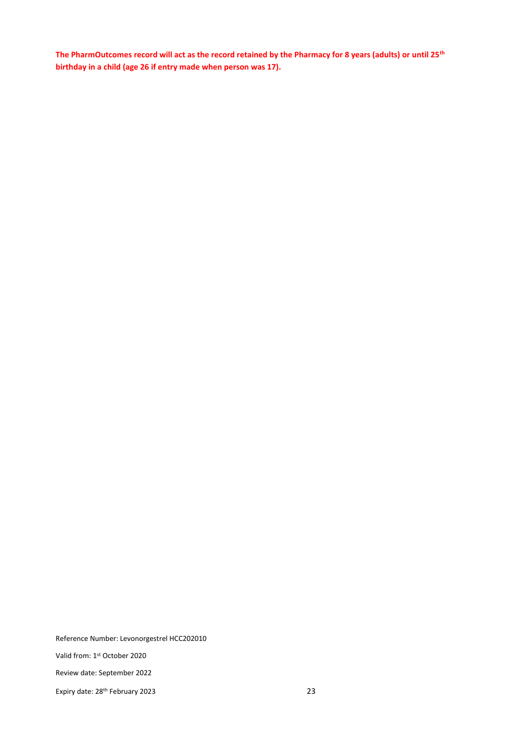**The PharmOutcomes record will act as the record retained by the Pharmacy for 8 years (adults) or until 25th birthday in a child (age 26 if entry made when person was 17).**

Reference Number: Levonorgestrel HCC202010

Valid from: 1st October 2020

Review date: September 2022

Expiry date: 28th February 2023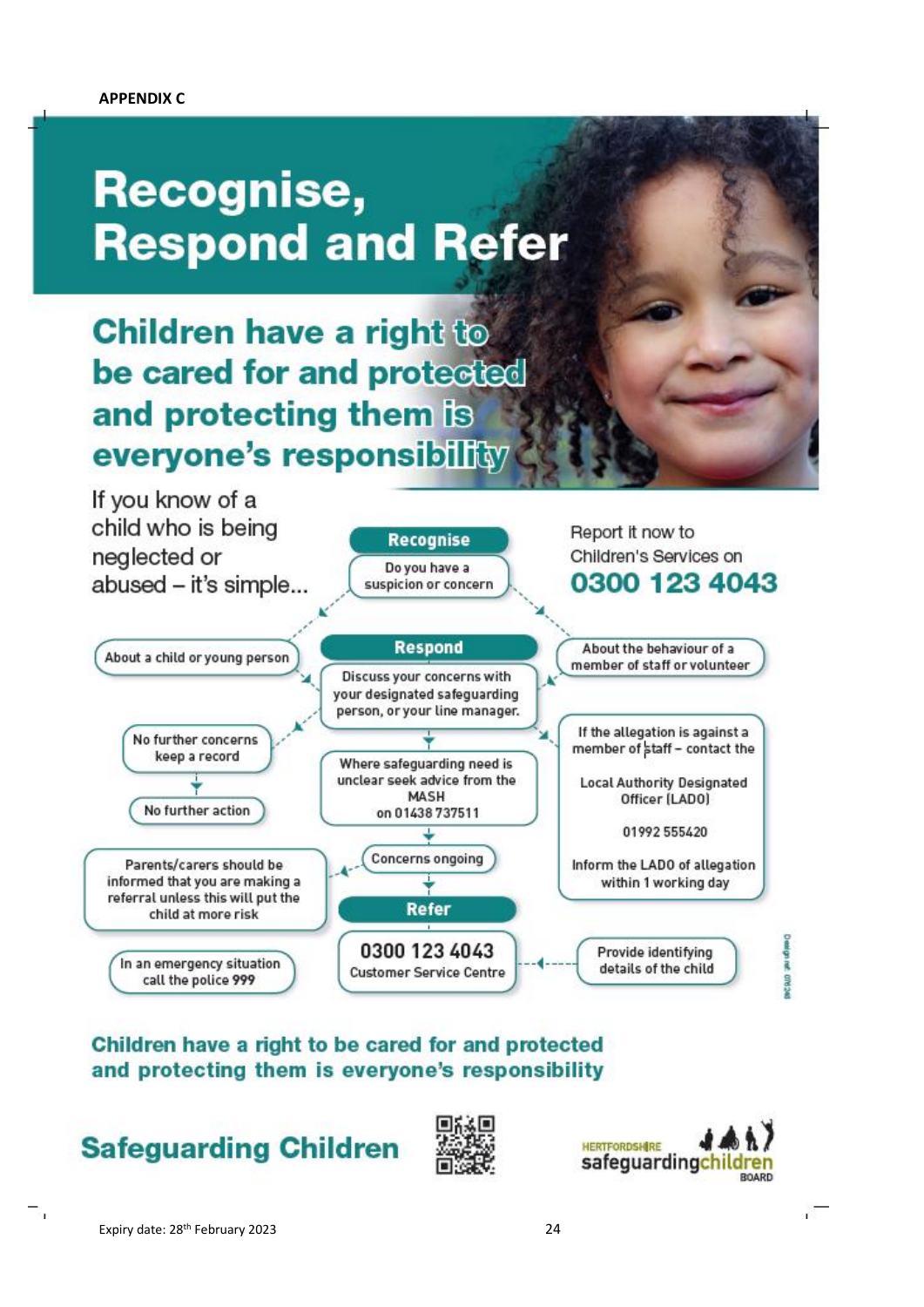**APPENDIX C**

# Recognise, Respond and Refer

## Children have a right to be cared for and protected and protecting them is everyone's responsibility

If you know of a child who is being neglected or abused – it's simple...

Report it now to Children's Services on

**0300 123 4043**

### Recognise

Do you have a suspicion or concern

About a child or young person

About the behaviour of a member of staff or volunteer

### Respond

Discuss your concerns with your designated safeguarding person, or your line manager.

No further concerns keep a record

No further action

Where safeguarding need is unclear seek advice from the MASH on 01438 737511

If the allegation is against a member of staff – contact the

Local Authority Designated Officer (LADO)

01992 555420

Inform the LADO of allegation within 1 working day

Concerns ongoing

Parents/carers should be informed that you are making a referral unless this will put the child at more risk

### Refer

**0300 123 4043**
Customer Service Centre

Provide identifying details of the child

In an emergency situation call the police 999

**Children have a right to be cared for and protected and protecting them is everyone's responsibility**

**Safeguarding Children**

HERTFORDSHIRE safeguarding children BOARD

Expiry date: 28th February 2023